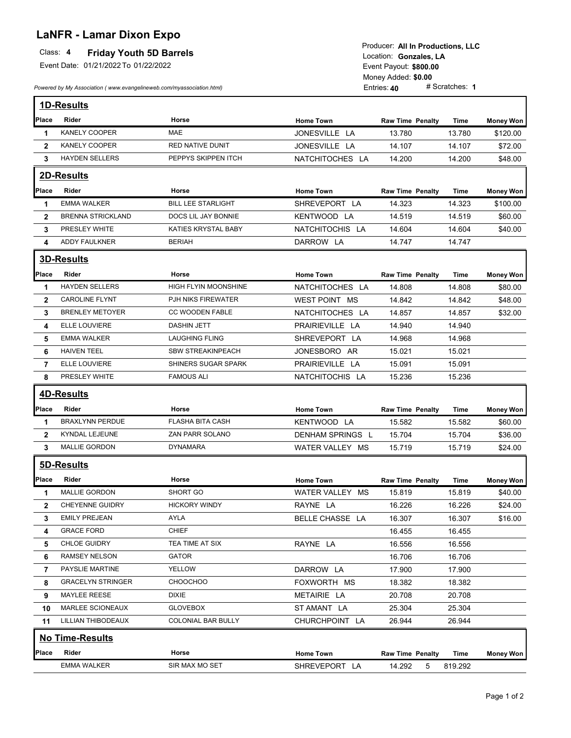# LaNFR - Lamar Dixon Expo

**Class: 4 Friday Youth 5D Barrels**

Event Date: 01/21/2022 To 01/22/2022

*Powered by My Association ( www.evangelineweb.com/myassociation.html)*

Producer: **All In Productions, LLC**
Location: **Gonzales, LA**
Event Payout: **$800.00**
Money Added: **$0.00**
Entries: **40** # Scratches: **1**

## 1D-Results

| Place | Rider | Horse | Home Town | Raw Time | Penalty | Time | Money Won |
|---|---|---|---|---|---|---|---|
| 1 | KANELY COOPER | MAE | JONESVILLE LA | 13.780 | | 13.780 | $120.00 |
| 2 | KANELY COOPER | RED NATIVE DUNIT | JONESVILLE LA | 14.107 | | 14.107 | $72.00 |
| 3 | HAYDEN SELLERS | PEPPYS SKIPPEN ITCH | NATCHITOCHES LA | 14.200 | | 14.200 | $48.00 |

## 2D-Results

| Place | Rider | Horse | Home Town | Raw Time | Penalty | Time | Money Won |
|---|---|---|---|---|---|---|---|
| 1 | EMMA WALKER | BILL LEE STARLIGHT | SHREVEPORT LA | 14.323 | | 14.323 | $100.00 |
| 2 | BRENNA STRICKLAND | DOCS LIL JAY BONNIE | KENTWOOD LA | 14.519 | | 14.519 | $60.00 |
| 3 | PRESLEY WHITE | KATIES KRYSTAL BABY | NATCHITOCHIS LA | 14.604 | | 14.604 | $40.00 |
| 4 | ADDY FAULKNER | BERIAH | DARROW LA | 14.747 | | 14.747 | |

## 3D-Results

| Place | Rider | Horse | Home Town | Raw Time | Penalty | Time | Money Won |
|---|---|---|---|---|---|---|---|
| 1 | HAYDEN SELLERS | HIGH FLYIN MOONSHINE | NATCHITOCHES LA | 14.808 | | 14.808 | $80.00 |
| 2 | CAROLINE FLYNT | PJH NIKS FIREWATER | WEST POINT MS | 14.842 | | 14.842 | $48.00 |
| 3 | BRENLEY METOYER | CC WOODEN FABLE | NATCHITOCHES LA | 14.857 | | 14.857 | $32.00 |
| 4 | ELLE LOUVIERE | DASHIN JETT | PRAIRIEVILLE LA | 14.940 | | 14.940 | |
| 5 | EMMA WALKER | LAUGHING FLING | SHREVEPORT LA | 14.968 | | 14.968 | |
| 6 | HAIVEN TEEL | SBW STREAKINPEACH | JONESBORO AR | 15.021 | | 15.021 | |
| 7 | ELLE LOUVIERE | SHINERS SUGAR SPARK | PRAIRIEVILLE LA | 15.091 | | 15.091 | |
| 8 | PRESLEY WHITE | FAMOUS ALI | NATCHITOCHIS LA | 15.236 | | 15.236 | |

## 4D-Results

| Place | Rider | Horse | Home Town | Raw Time | Penalty | Time | Money Won |
|---|---|---|---|---|---|---|---|
| 1 | BRAXLYNN PERDUE | FLASHA BITA CASH | KENTWOOD LA | 15.582 | | 15.582 | $60.00 |
| 2 | KYNDAL LEJEUNE | ZAN PARR SOLANO | DENHAM SPRINGS L | 15.704 | | 15.704 | $36.00 |
| 3 | MALLIE GORDON | DYNAMARA | WATER VALLEY MS | 15.719 | | 15.719 | $24.00 |

## 5D-Results

| Place | Rider | Horse | Home Town | Raw Time | Penalty | Time | Money Won |
|---|---|---|---|---|---|---|---|
| 1 | MALLIE GORDON | SHORT GO | WATER VALLEY MS | 15.819 | | 15.819 | $40.00 |
| 2 | CHEYENNE GUIDRY | HICKORY WINDY | RAYNE LA | 16.226 | | 16.226 | $24.00 |
| 3 | EMILY PREJEAN | AYLA | BELLE CHASSE LA | 16.307 | | 16.307 | $16.00 |
| 4 | GRACE FORD | CHIEF | | 16.455 | | 16.455 | |
| 5 | CHLOE GUIDRY | TEA TIME AT SIX | RAYNE LA | 16.556 | | 16.556 | |
| 6 | RAMSEY NELSON | GATOR | | 16.706 | | 16.706 | |
| 7 | PAYSLIE MARTINE | YELLOW | DARROW LA | 17.900 | | 17.900 | |
| 8 | GRACELYN STRINGER | CHOOCHOO | FOXWORTH MS | 18.382 | | 18.382 | |
| 9 | MAYLEE REESE | DIXIE | METAIRIE LA | 20.708 | | 20.708 | |
| 10 | MARLEE SCIONEAUX | GLOVEBOX | ST AMANT LA | 25.304 | | 25.304 | |
| 11 | LILLIAN THIBODEAUX | COLONIAL BAR BULLY | CHURCHPOINT LA | 26.944 | | 26.944 | |

## No Time-Results

| Place | Rider | Horse | Home Town | Raw Time | Penalty | Time | Money Won |
|---|---|---|---|---|---|---|---|
| | EMMA WALKER | SIR MAX MO SET | SHREVEPORT LA | 14.292 | 5 | 819.292 | |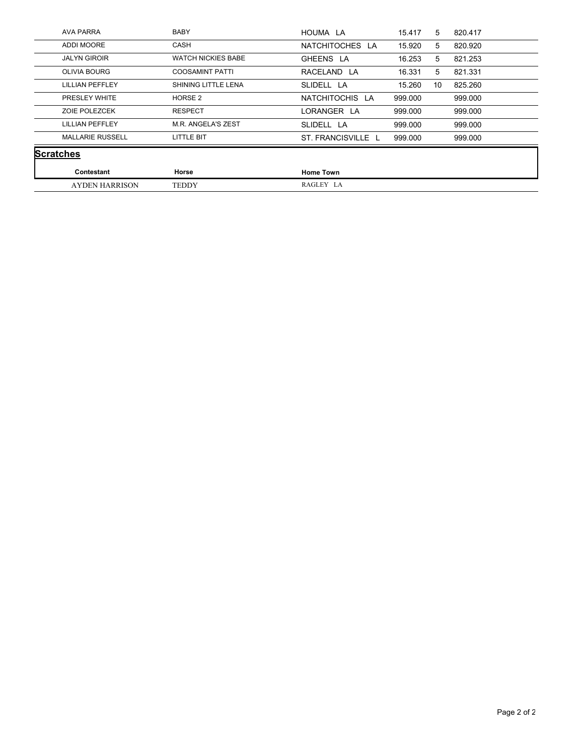| | | | | | |
|---|---|---|---|---|---|
| AVA PARRA | BABY | HOUMA LA | 15.417 | 5 | 820.417 |
| ADDI MOORE | CASH | NATCHITOCHES LA | 15.920 | 5 | 820.920 |
| JALYN GIROIR | WATCH NICKIES BABE | GHEENS LA | 16.253 | 5 | 821.253 |
| OLIVIA BOURG | COOSAMINT PATTI | RACELAND LA | 16.331 | 5 | 821.331 |
| LILLIAN PEFFLEY | SHINING LITTLE LENA | SLIDELL LA | 15.260 | 10 | 825.260 |
| PRESLEY WHITE | HORSE 2 | NATCHITOCHIS LA | 999.000 | | 999.000 |
| ZOIE POLEZCEK | RESPECT | LORANGER LA | 999.000 | | 999.000 |
| LILLIAN PEFFLEY | M.R. ANGELA'S ZEST | SLIDELL LA | 999.000 | | 999.000 |
| MALLARIE RUSSELL | LITTLE BIT | ST. FRANCISVILLE L | 999.000 | | 999.000 |

## Scratches

| Contestant | Horse | Home Town |
|---|---|---|
| AYDEN HARRISON | TEDDY | RAGLEY LA |